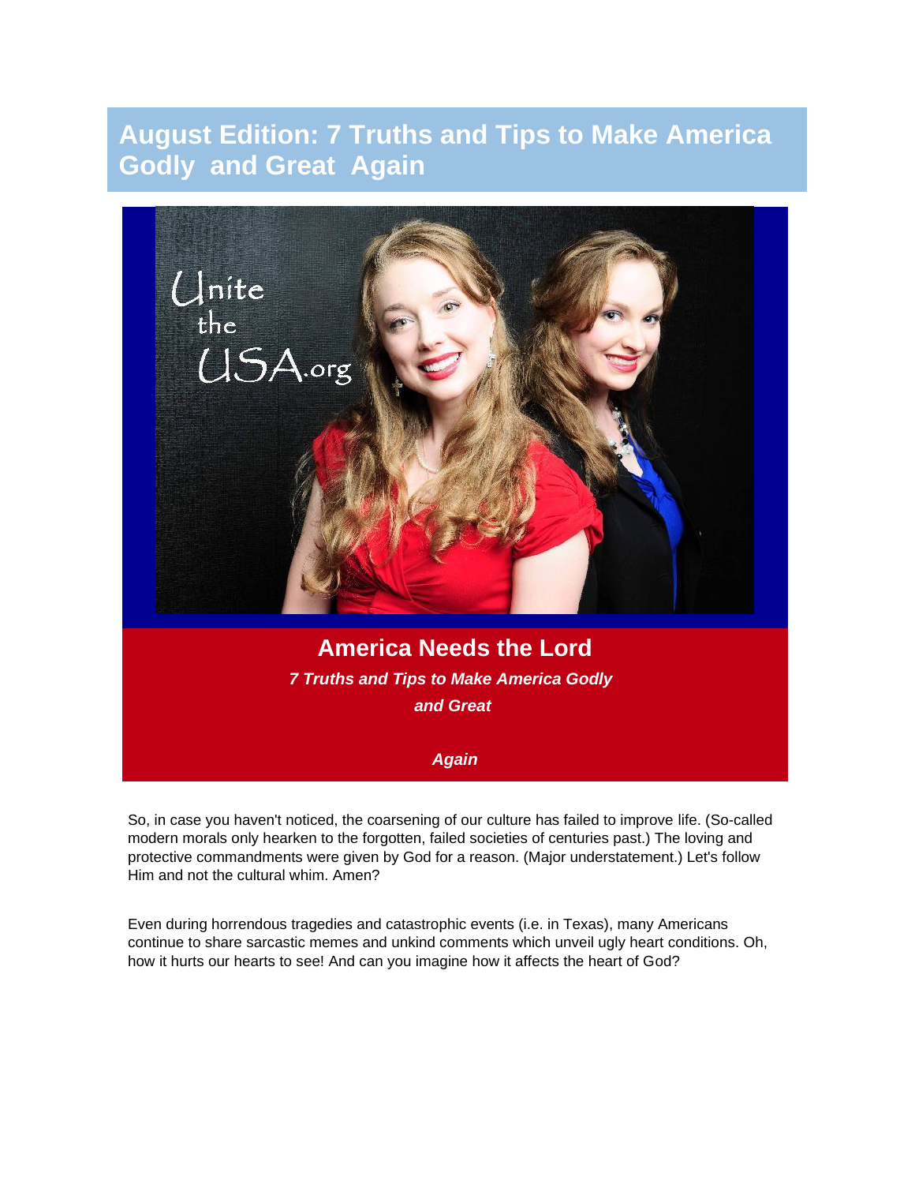# August Edition: 7 Truths and Tips to Make America Godly and Great Again

## America Needs the Lord

***7 Truths and Tips to Make America Godly and Great***

***Again***

So, in case you haven't noticed, the coarsening of our culture has failed to improve life. (So-called modern morals only hearken to the forgotten, failed societies of centuries past.) The loving and protective commandments were given by God for a reason. (Major understatement.) Let's follow Him and not the cultural whim. Amen?

Even during horrendous tragedies and catastrophic events (i.e. in Texas), many Americans continue to share sarcastic memes and unkind comments which unveil ugly heart conditions. Oh, how it hurts our hearts to see! And can you imagine how it affects the heart of God?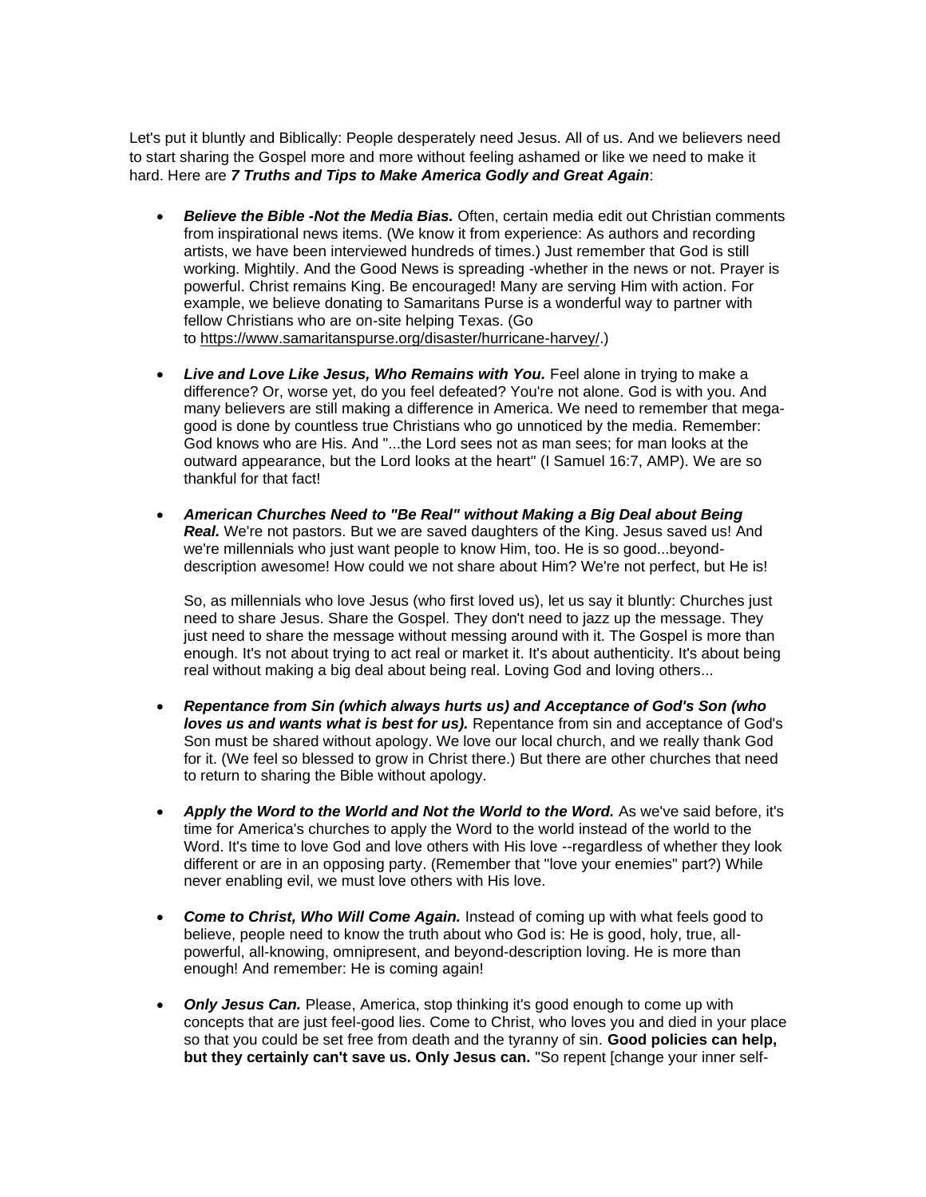Let's put it bluntly and Biblically: People desperately need Jesus. All of us. And we believers need to start sharing the Gospel more and more without feeling ashamed or like we need to make it hard. Here are ***7 Truths and Tips to Make America Godly and Great Again***:

- ***Believe the Bible -Not the Media Bias.*** Often, certain media edit out Christian comments from inspirational news items. (We know it from experience: As authors and recording artists, we have been interviewed hundreds of times.) Just remember that God is still working. Mightily. And the Good News is spreading -whether in the news or not. Prayer is powerful. Christ remains King. Be encouraged! Many are serving Him with action. For example, we believe donating to Samaritans Purse is a wonderful way to partner with fellow Christians who are on-site helping Texas. (Go to https://www.samaritanspurse.org/disaster/hurricane-harvey/.)

- ***Live and Love Like Jesus, Who Remains with You.*** Feel alone in trying to make a difference? Or, worse yet, do you feel defeated? You're not alone. God is with you. And many believers are still making a difference in America. We need to remember that mega-good is done by countless true Christians who go unnoticed by the media. Remember: God knows who are His. And "...the Lord sees not as man sees; for man looks at the outward appearance, but the Lord looks at the heart" (I Samuel 16:7, AMP). We are so thankful for that fact!

- ***American Churches Need to "Be Real" without Making a Big Deal about Being Real.*** We're not pastors. But we are saved daughters of the King. Jesus saved us! And we're millennials who just want people to know Him, too. He is so good...beyond-description awesome! How could we not share about Him? We're not perfect, but He is!

  So, as millennials who love Jesus (who first loved us), let us say it bluntly: Churches just need to share Jesus. Share the Gospel. They don't need to jazz up the message. They just need to share the message without messing around with it. The Gospel is more than enough. It's not about trying to act real or market it. It's about authenticity. It's about being real without making a big deal about being real. Loving God and loving others...

- ***Repentance from Sin (which always hurts us) and Acceptance of God's Son (who loves us and wants what is best for us).*** Repentance from sin and acceptance of God's Son must be shared without apology. We love our local church, and we really thank God for it. (We feel so blessed to grow in Christ there.) But there are other churches that need to return to sharing the Bible without apology.

- ***Apply the Word to the World and Not the World to the Word.*** As we've said before, it's time for America's churches to apply the Word to the world instead of the world to the Word. It's time to love God and love others with His love --regardless of whether they look different or are in an opposing party. (Remember that "love your enemies" part?) While never enabling evil, we must love others with His love.

- ***Come to Christ, Who Will Come Again.*** Instead of coming up with what feels good to believe, people need to know the truth about who God is: He is good, holy, true, all-powerful, all-knowing, omnipresent, and beyond-description loving. He is more than enough! And remember: He is coming again!

- ***Only Jesus Can.*** Please, America, stop thinking it's good enough to come up with concepts that are just feel-good lies. Come to Christ, who loves you and died in your place so that you could be set free from death and the tyranny of sin. **Good policies can help, but they certainly can't save us. Only Jesus can.** "So repent [change your inner self-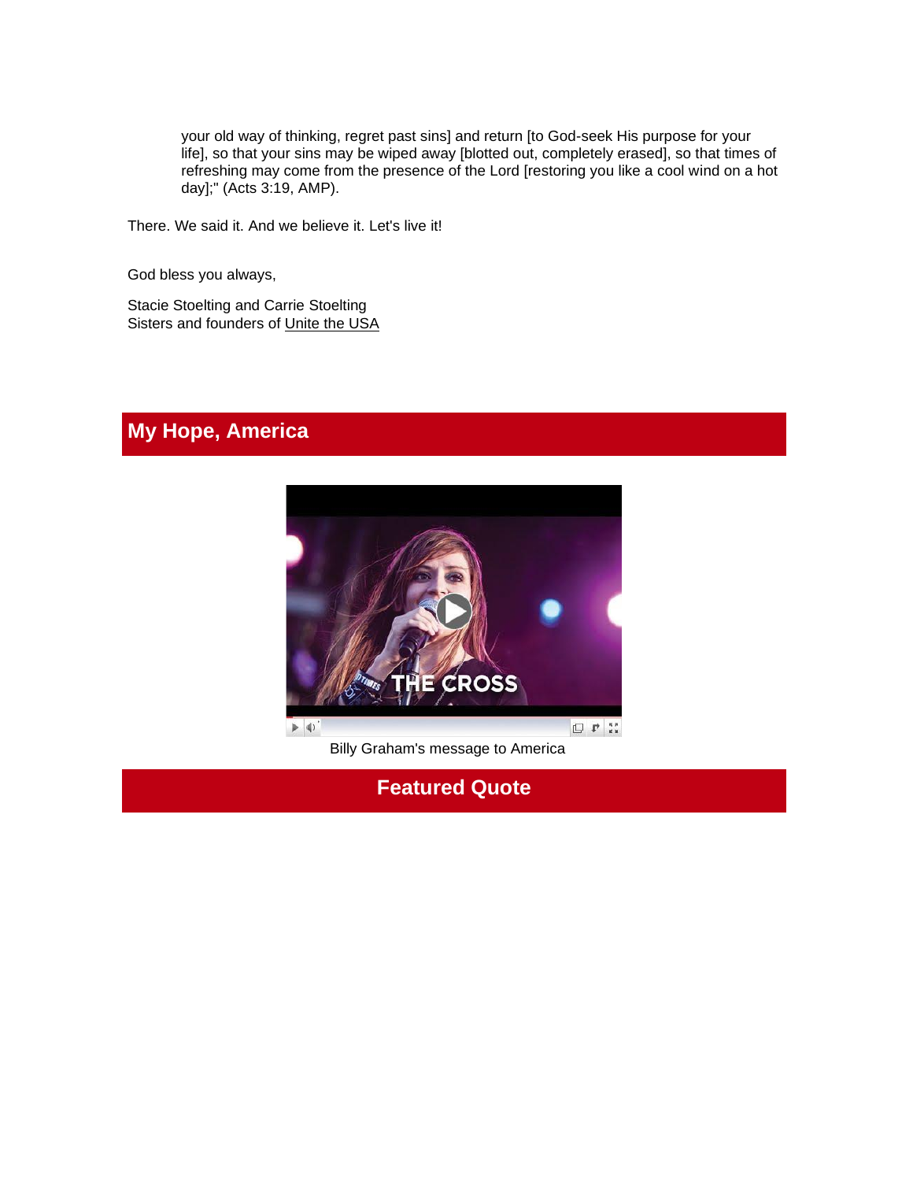> your old way of thinking, regret past sins] and return [to God-seek His purpose for your life], so that your sins may be wiped away [blotted out, completely erased], so that times of refreshing may come from the presence of the Lord [restoring you like a cool wind on a hot day];" (Acts 3:19, AMP).

There. We said it. And we believe it. Let's live it!

God bless you always,

Stacie Stoelting and Carrie Stoelting
Sisters and founders of Unite the USA

## My Hope, America

Billy Graham's message to America

## Featured Quote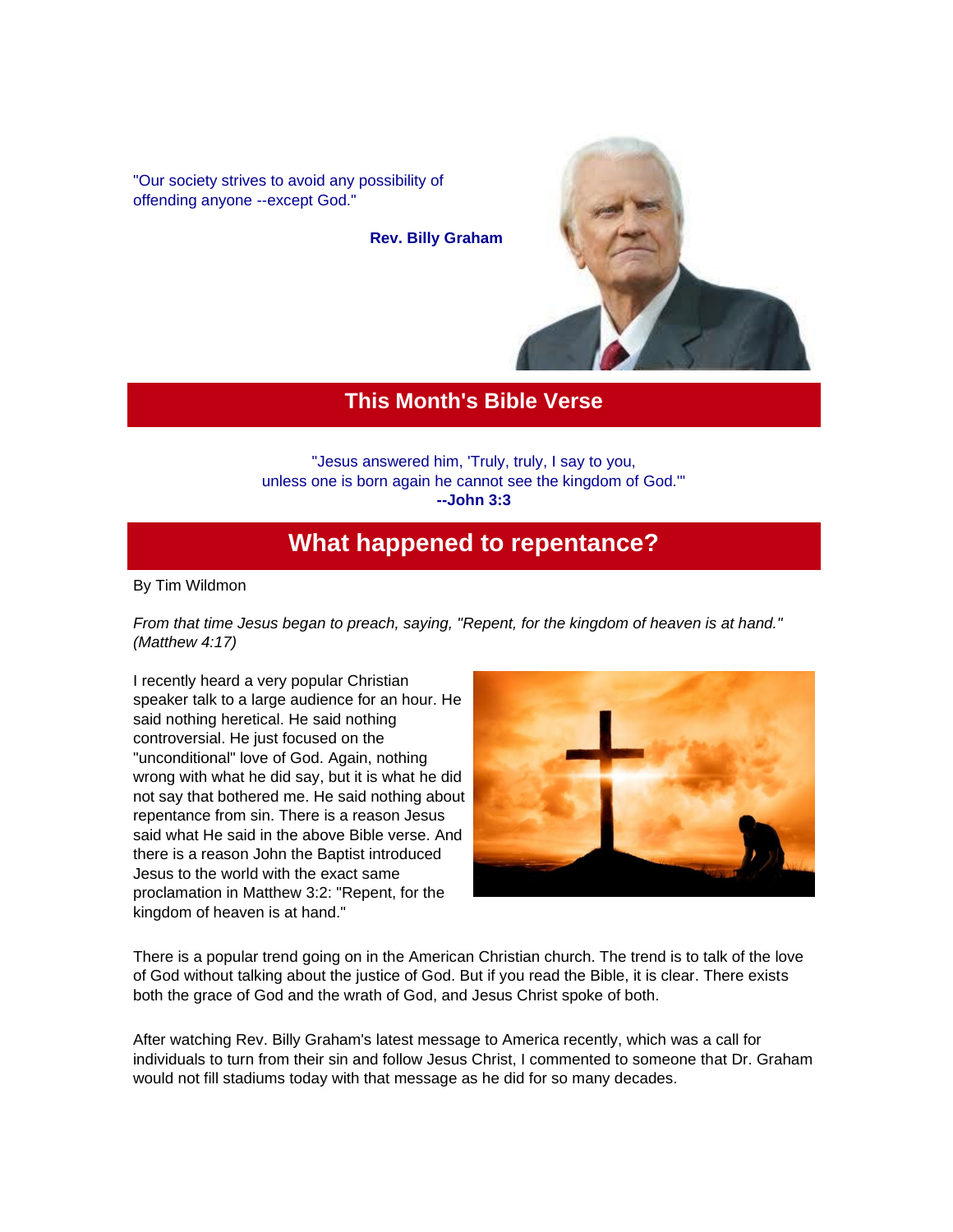"Our society strives to avoid any possibility of offending anyone --except God."

**Rev. Billy Graham**

## This Month's Bible Verse

"Jesus answered him, 'Truly, truly, I say to you,
unless one is born again he cannot see the kingdom of God.'"
**--John 3:3**

## What happened to repentance?

By Tim Wildmon

*From that time Jesus began to preach, saying, "Repent, for the kingdom of heaven is at hand." (Matthew 4:17)*

I recently heard a very popular Christian speaker talk to a large audience for an hour. He said nothing heretical. He said nothing controversial. He just focused on the "unconditional" love of God. Again, nothing wrong with what he did say, but it is what he did not say that bothered me. He said nothing about repentance from sin. There is a reason Jesus said what He said in the above Bible verse. And there is a reason John the Baptist introduced Jesus to the world with the exact same proclamation in Matthew 3:2: "Repent, for the kingdom of heaven is at hand."

There is a popular trend going on in the American Christian church. The trend is to talk of the love of God without talking about the justice of God. But if you read the Bible, it is clear. There exists both the grace of God and the wrath of God, and Jesus Christ spoke of both.

After watching Rev. Billy Graham's latest message to America recently, which was a call for individuals to turn from their sin and follow Jesus Christ, I commented to someone that Dr. Graham would not fill stadiums today with that message as he did for so many decades.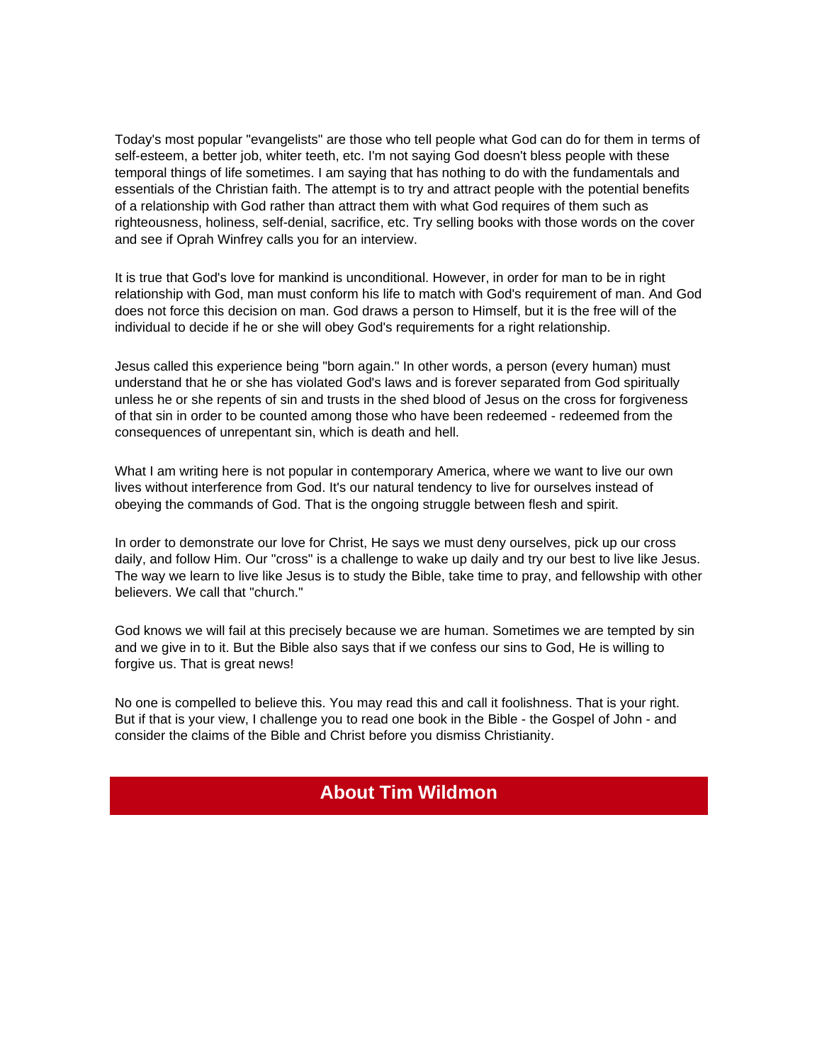Today's most popular "evangelists" are those who tell people what God can do for them in terms of self-esteem, a better job, whiter teeth, etc. I'm not saying God doesn't bless people with these temporal things of life sometimes. I am saying that has nothing to do with the fundamentals and essentials of the Christian faith. The attempt is to try and attract people with the potential benefits of a relationship with God rather than attract them with what God requires of them such as righteousness, holiness, self-denial, sacrifice, etc. Try selling books with those words on the cover and see if Oprah Winfrey calls you for an interview.

It is true that God's love for mankind is unconditional. However, in order for man to be in right relationship with God, man must conform his life to match with God's requirement of man. And God does not force this decision on man. God draws a person to Himself, but it is the free will of the individual to decide if he or she will obey God's requirements for a right relationship.

Jesus called this experience being "born again." In other words, a person (every human) must understand that he or she has violated God's laws and is forever separated from God spiritually unless he or she repents of sin and trusts in the shed blood of Jesus on the cross for forgiveness of that sin in order to be counted among those who have been redeemed - redeemed from the consequences of unrepentant sin, which is death and hell.

What I am writing here is not popular in contemporary America, where we want to live our own lives without interference from God. It's our natural tendency to live for ourselves instead of obeying the commands of God. That is the ongoing struggle between flesh and spirit.

In order to demonstrate our love for Christ, He says we must deny ourselves, pick up our cross daily, and follow Him. Our "cross" is a challenge to wake up daily and try our best to live like Jesus. The way we learn to live like Jesus is to study the Bible, take time to pray, and fellowship with other believers. We call that "church."

God knows we will fail at this precisely because we are human. Sometimes we are tempted by sin and we give in to it. But the Bible also says that if we confess our sins to God, He is willing to forgive us. That is great news!

No one is compelled to believe this. You may read this and call it foolishness. That is your right. But if that is your view, I challenge you to read one book in the Bible - the Gospel of John - and consider the claims of the Bible and Christ before you dismiss Christianity.

## About Tim Wildmon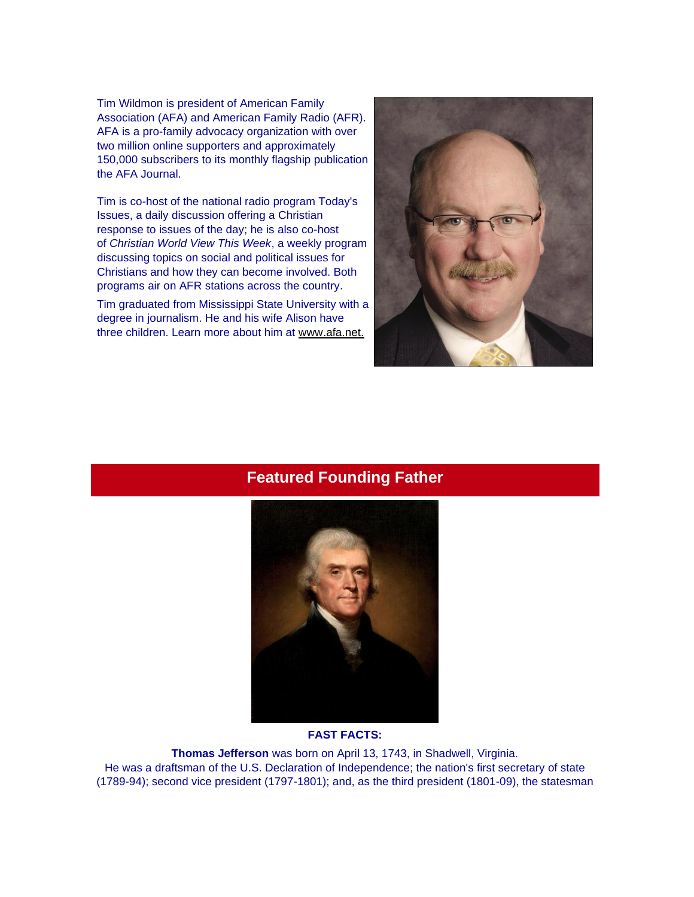Tim Wildmon is president of American Family Association (AFA) and American Family Radio (AFR). AFA is a pro-family advocacy organization with over two million online supporters and approximately 150,000 subscribers to its monthly flagship publication the AFA Journal.

Tim is co-host of the national radio program Today's Issues, a daily discussion offering a Christian response to issues of the day; he is also co-host of *Christian World View This Week*, a weekly program discussing topics on social and political issues for Christians and how they can become involved. Both programs air on AFR stations across the country.

Tim graduated from Mississippi State University with a degree in journalism. He and his wife Alison have three children. Learn more about him at www.afa.net.

## Featured Founding Father

**FAST FACTS:**

**Thomas Jefferson** was born on April 13, 1743, in Shadwell, Virginia. He was a draftsman of the U.S. Declaration of Independence; the nation's first secretary of state (1789-94); second vice president (1797-1801); and, as the third president (1801-09), the statesman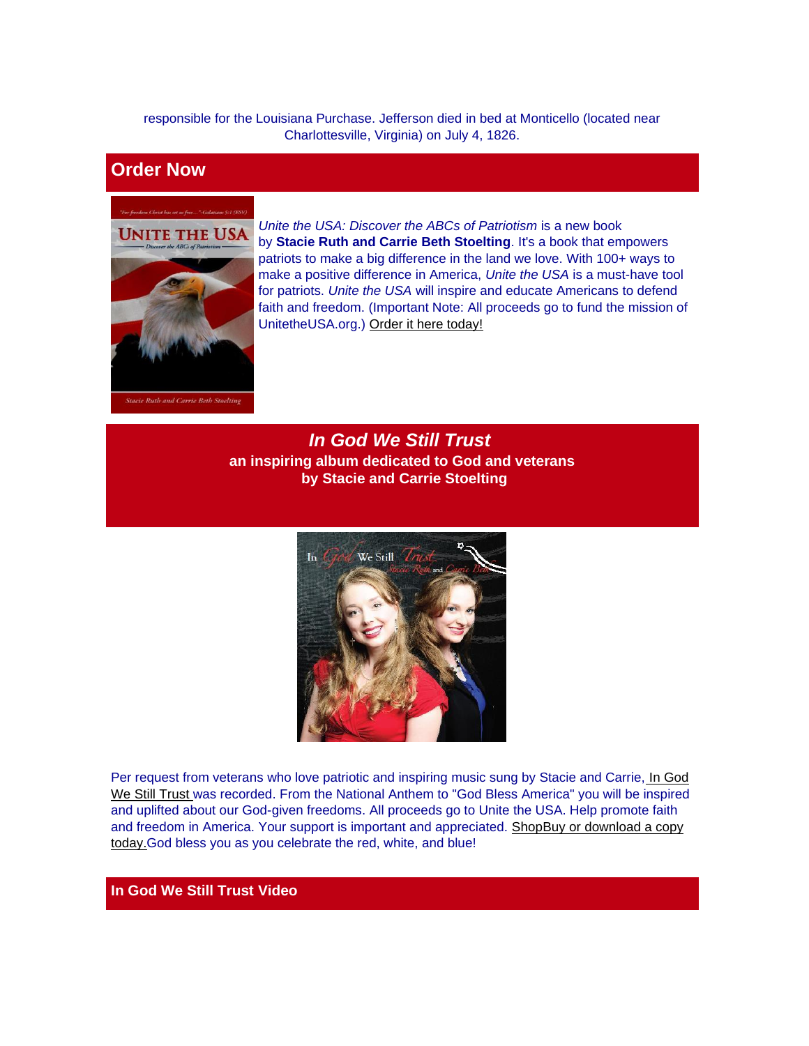responsible for the Louisiana Purchase. Jefferson died in bed at Monticello (located near Charlottesville, Virginia) on July 4, 1826.

## Order Now

*Unite the USA: Discover the ABCs of Patriotism* is a new book by **Stacie Ruth and Carrie Beth Stoelting**. It's a book that empowers patriots to make a big difference in the land we love. With 100+ ways to make a positive difference in America, *Unite the USA* is a must-have tool for patriots. *Unite the USA* will inspire and educate Americans to defend faith and freedom. (Important Note: All proceeds go to fund the mission of UnitetheUSA.org.) Order it here today!

## *In God We Still Trust*

**an inspiring album dedicated to God and veterans**
**by Stacie and Carrie Stoelting**

Per request from veterans who love patriotic and inspiring music sung by Stacie and Carrie, In God We Still Trust was recorded. From the National Anthem to "God Bless America" you will be inspired and uplifted about our God-given freedoms. All proceeds go to Unite the USA. Help promote faith and freedom in America. Your support is important and appreciated. ShopBuy or download a copy today.God bless you as you celebrate the red, white, and blue!

## In God We Still Trust Video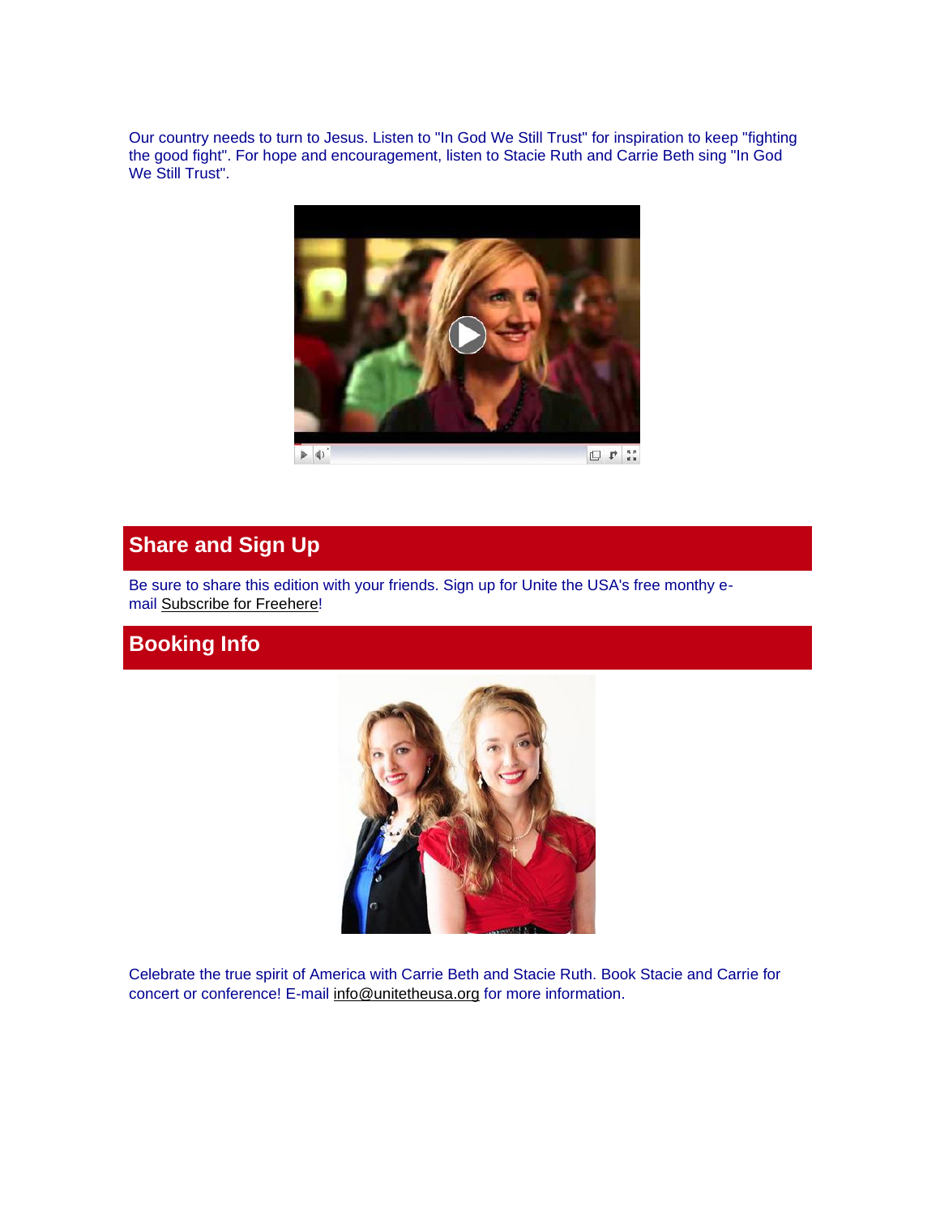Our country needs to turn to Jesus. Listen to "In God We Still Trust" for inspiration to keep "fighting the good fight". For hope and encouragement, listen to Stacie Ruth and Carrie Beth sing "In God We Still Trust".

## Share and Sign Up

Be sure to share this edition with your friends. Sign up for Unite the USA's free monthy e-mail Subscribe for Freehere!

## Booking Info

Celebrate the true spirit of America with Carrie Beth and Stacie Ruth. Book Stacie and Carrie for concert or conference! E-mail info@unitetheusa.org for more information.